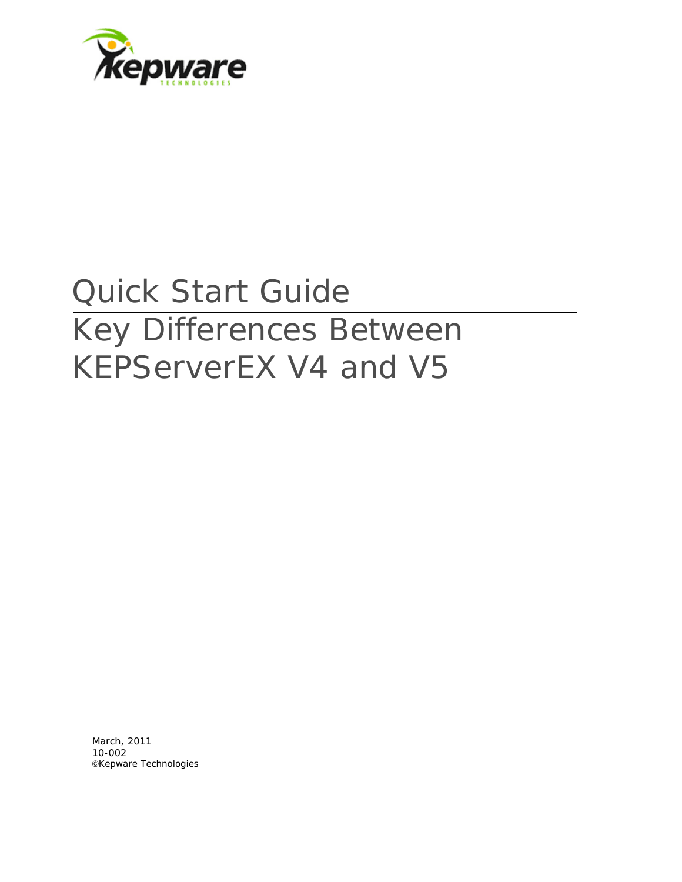# Quick Start Guide

# Key Differences Between KEPServerEX V4 and V5

March, 2011
10-002
©Kepware Technologies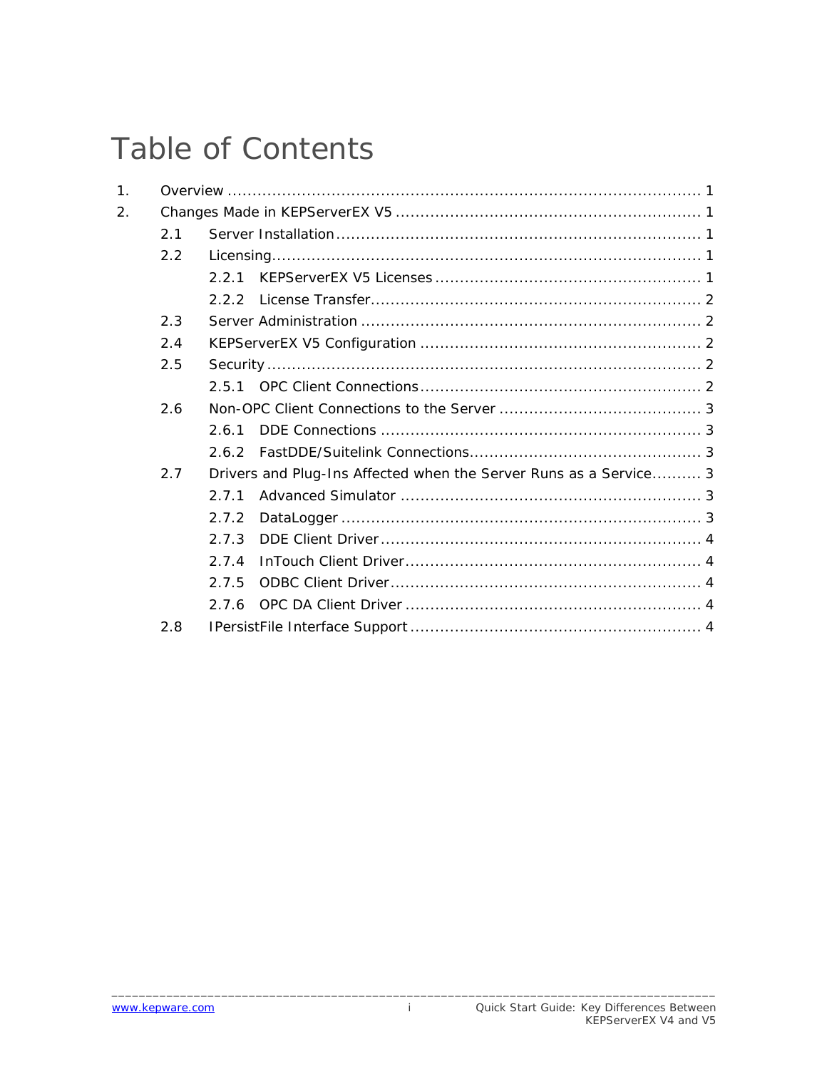# Table of Contents

1. Overview ........................................................................................ 1
2. Changes Made in KEPServerEX V5 ........................................................ 1
   - 2.1 Server Installation ......................................................................... 1
   - 2.2 Licensing ........................................................................................ 1
     - 2.2.1 KEPServerEX V5 Licenses ..................................................... 1
     - 2.2.2 License Transfer .................................................................. 2
   - 2.3 Server Administration ..................................................................... 2
   - 2.4 KEPServerEX V5 Configuration ........................................................ 2
   - 2.5 Security .......................................................................................... 2
     - 2.5.1 OPC Client Connections ........................................................ 2
   - 2.6 Non-OPC Client Connections to the Server ........................................ 3
     - 2.6.1 DDE Connections ................................................................. 3
     - 2.6.2 FastDDE/Suitelink Connections .............................................. 3
   - 2.7 Drivers and Plug-Ins Affected when the Server Runs as a Service .......... 3
     - 2.7.1 Advanced Simulator ............................................................. 3
     - 2.7.2 DataLogger .......................................................................... 3
     - 2.7.3 DDE Client Driver ................................................................ 4
     - 2.7.4 InTouch Client Driver ........................................................... 4
     - 2.7.5 ODBC Client Driver .............................................................. 4
     - 2.7.6 OPC DA Client Driver ........................................................... 4
   - 2.8 IPersistFile Interface Support ........................................................... 4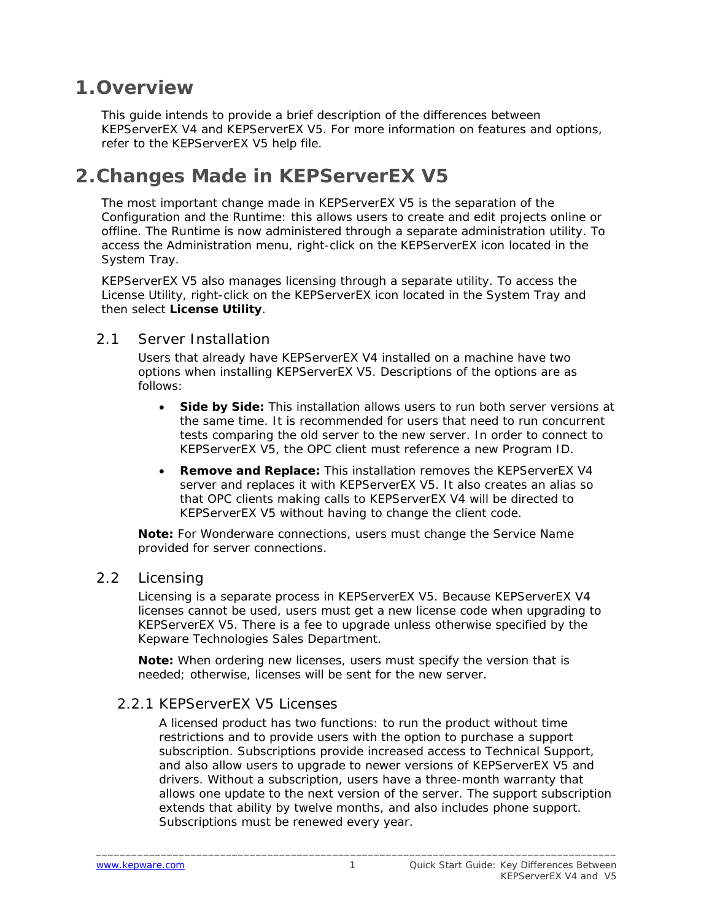# 1. Overview

This guide intends to provide a brief description of the differences between KEPServerEX V4 and KEPServerEX V5. For more information on features and options, refer to the KEPServerEX V5 help file.

# 2. Changes Made in KEPServerEX V5

The most important change made in KEPServerEX V5 is the separation of the Configuration and the Runtime: this allows users to create and edit projects online or offline. The Runtime is now administered through a separate administration utility. To access the Administration menu, right-click on the KEPServerEX icon located in the System Tray.

KEPServerEX V5 also manages licensing through a separate utility. To access the License Utility, right-click on the KEPServerEX icon located in the System Tray and then select **License Utility**.

## 2.1 Server Installation

Users that already have KEPServerEX V4 installed on a machine have two options when installing KEPServerEX V5. Descriptions of the options are as follows:

- **Side by Side:** This installation allows users to run both server versions at the same time. It is recommended for users that need to run concurrent tests comparing the old server to the new server. In order to connect to KEPServerEX V5, the OPC client must reference a new Program ID.
- **Remove and Replace:** This installation removes the KEPServerEX V4 server and replaces it with KEPServerEX V5. It also creates an alias so that OPC clients making calls to KEPServerEX V4 will be directed to KEPServerEX V5 without having to change the client code.

**Note:** For Wonderware connections, users must change the Service Name provided for server connections.

## 2.2 Licensing

Licensing is a separate process in KEPServerEX V5. Because KEPServerEX V4 licenses cannot be used, users must get a new license code when upgrading to KEPServerEX V5. There is a fee to upgrade unless otherwise specified by the Kepware Technologies Sales Department.

**Note:** When ordering new licenses, users must specify the version that is needed; otherwise, licenses will be sent for the new server.

### 2.2.1 KEPServerEX V5 Licenses

A licensed product has two functions: to run the product without time restrictions and to provide users with the option to purchase a support subscription. Subscriptions provide increased access to Technical Support, and also allow users to upgrade to newer versions of KEPServerEX V5 and drivers. Without a subscription, users have a three-month warranty that allows one update to the next version of the server. The support subscription extends that ability by twelve months, and also includes phone support. Subscriptions must be renewed every year.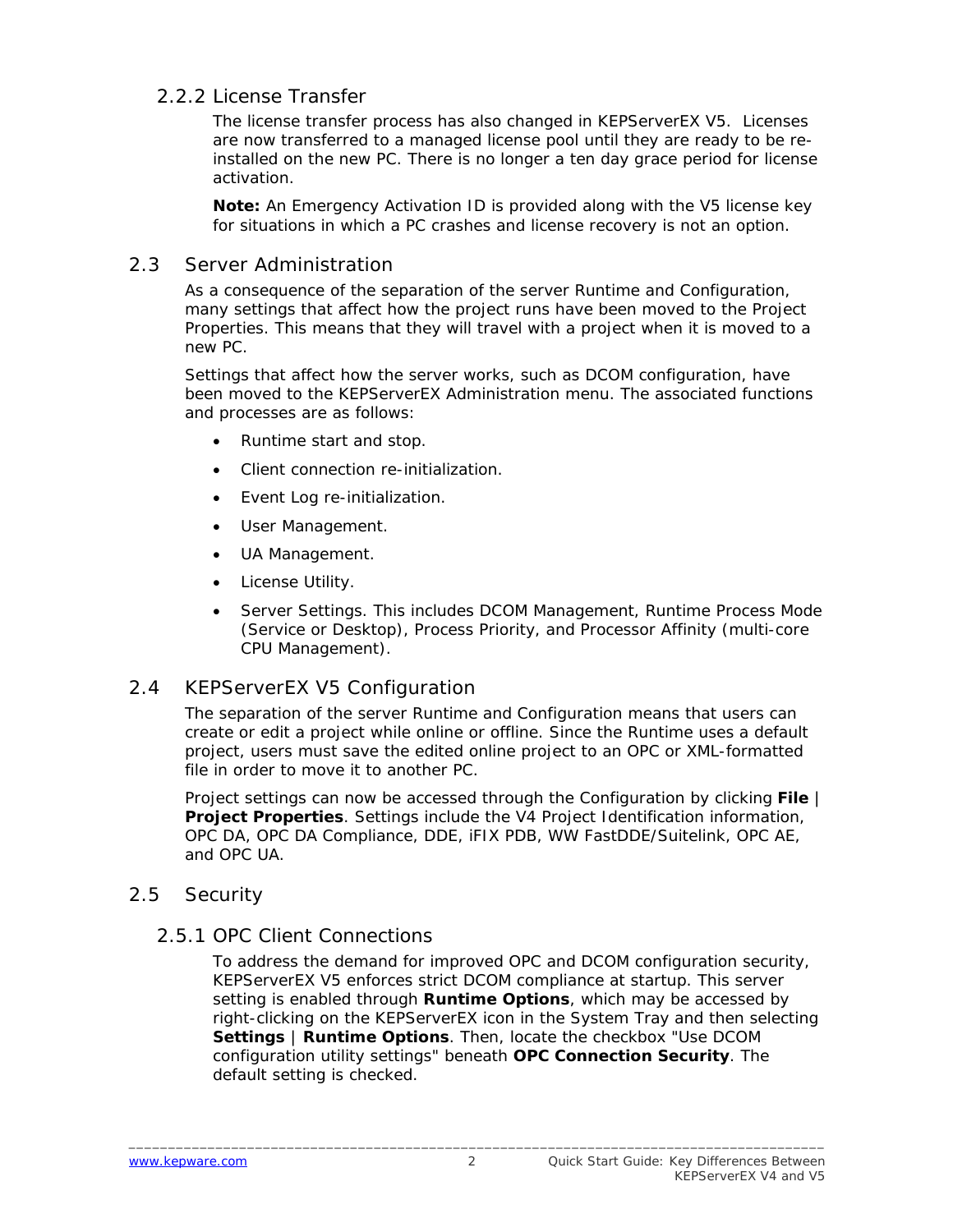### 2.2.2 License Transfer

The license transfer process has also changed in KEPServerEX V5. Licenses are now transferred to a managed license pool until they are ready to be re-installed on the new PC. There is no longer a ten day grace period for license activation.

**Note:** An Emergency Activation ID is provided along with the V5 license key for situations in which a PC crashes and license recovery is not an option.

## 2.3 Server Administration

As a consequence of the separation of the server Runtime and Configuration, many settings that affect how the project runs have been moved to the Project Properties. This means that they will travel with a project when it is moved to a new PC.

Settings that affect how the server works, such as DCOM configuration, have been moved to the KEPServerEX Administration menu. The associated functions and processes are as follows:

- Runtime start and stop.
- Client connection re-initialization.
- Event Log re-initialization.
- User Management.
- UA Management.
- License Utility.
- Server Settings. This includes DCOM Management, Runtime Process Mode (Service or Desktop), Process Priority, and Processor Affinity (multi-core CPU Management).

## 2.4 KEPServerEX V5 Configuration

The separation of the server Runtime and Configuration means that users can create or edit a project while online or offline. Since the Runtime uses a default project, users must save the edited online project to an OPC or XML-formatted file in order to move it to another PC.

Project settings can now be accessed through the Configuration by clicking **File | Project Properties**. Settings include the V4 Project Identification information, OPC DA, OPC DA Compliance, DDE, iFIX PDB, WW FastDDE/Suitelink, OPC AE, and OPC UA.

## 2.5 Security

### 2.5.1 OPC Client Connections

To address the demand for improved OPC and DCOM configuration security, KEPServerEX V5 enforces strict DCOM compliance at startup. This server setting is enabled through **Runtime Options**, which may be accessed by right-clicking on the KEPServerEX icon in the System Tray and then selecting **Settings | Runtime Options**. Then, locate the checkbox "Use DCOM configuration utility settings" beneath **OPC Connection Security**. The default setting is checked.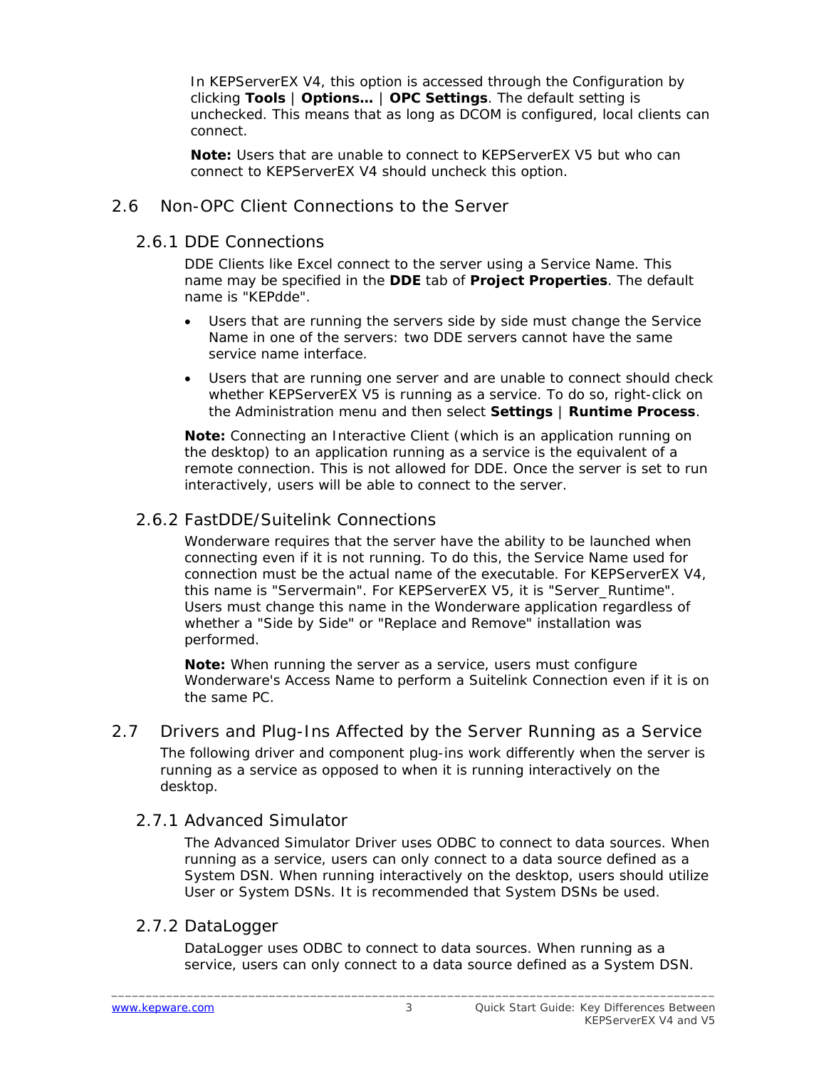In KEPServerEX V4, this option is accessed through the Configuration by clicking **Tools** | **Options…** | **OPC Settings**. The default setting is unchecked. This means that as long as DCOM is configured, local clients can connect.

**Note:** Users that are unable to connect to KEPServerEX V5 but who can connect to KEPServerEX V4 should uncheck this option.

## 2.6 Non-OPC Client Connections to the Server

### 2.6.1 DDE Connections

DDE Clients like Excel connect to the server using a Service Name. This name may be specified in the **DDE** tab of **Project Properties**. The default name is "KEPdde".

- Users that are running the servers side by side must change the Service Name in one of the servers: two DDE servers cannot have the same service name interface.
- Users that are running one server and are unable to connect should check whether KEPServerEX V5 is running as a service. To do so, right-click on the Administration menu and then select **Settings** | **Runtime Process**.

**Note:** Connecting an Interactive Client (which is an application running on the desktop) to an application running as a service is the equivalent of a remote connection. This is not allowed for DDE. Once the server is set to run interactively, users will be able to connect to the server.

### 2.6.2 FastDDE/Suitelink Connections

Wonderware requires that the server have the ability to be launched when connecting even if it is not running. To do this, the Service Name used for connection must be the actual name of the executable. For KEPServerEX V4, this name is "Servermain". For KEPServerEX V5, it is "Server_Runtime". Users must change this name in the Wonderware application regardless of whether a "Side by Side" or "Replace and Remove" installation was performed.

**Note:** When running the server as a service, users must configure Wonderware's Access Name to perform a Suitelink Connection even if it is on the same PC.

## 2.7 Drivers and Plug-Ins Affected by the Server Running as a Service

The following driver and component plug-ins work differently when the server is running as a service as opposed to when it is running interactively on the desktop.

### 2.7.1 Advanced Simulator

The Advanced Simulator Driver uses ODBC to connect to data sources. When running as a service, users can only connect to a data source defined as a System DSN. When running interactively on the desktop, users should utilize User or System DSNs. It is recommended that System DSNs be used.

### 2.7.2 DataLogger

DataLogger uses ODBC to connect to data sources. When running as a service, users can only connect to a data source defined as a System DSN.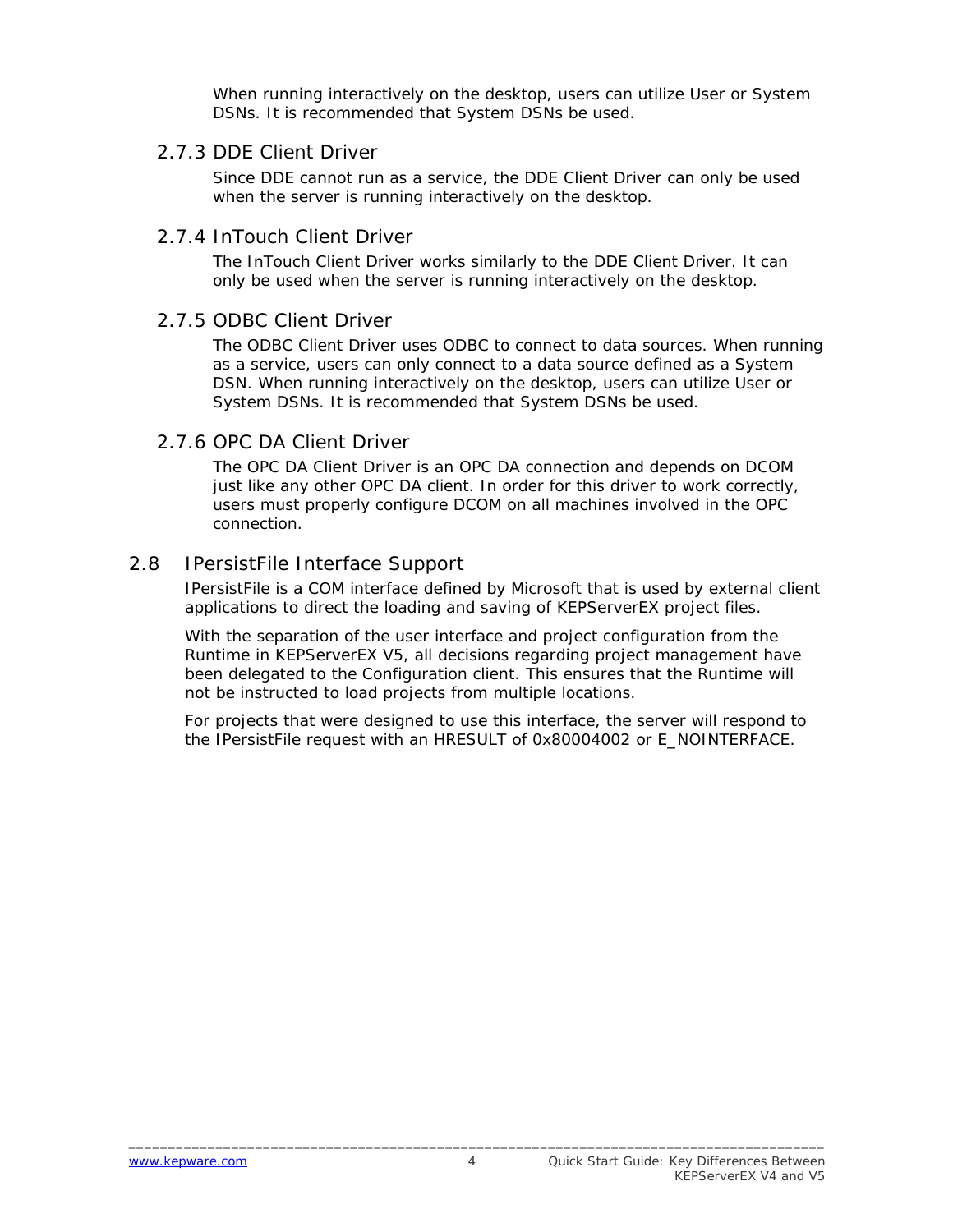When running interactively on the desktop, users can utilize User or System DSNs. It is recommended that System DSNs be used.

### 2.7.3 DDE Client Driver

Since DDE cannot run as a service, the DDE Client Driver can only be used when the server is running interactively on the desktop.

### 2.7.4 InTouch Client Driver

The InTouch Client Driver works similarly to the DDE Client Driver. It can only be used when the server is running interactively on the desktop.

### 2.7.5 ODBC Client Driver

The ODBC Client Driver uses ODBC to connect to data sources. When running as a service, users can only connect to a data source defined as a System DSN. When running interactively on the desktop, users can utilize User or System DSNs. It is recommended that System DSNs be used.

### 2.7.6 OPC DA Client Driver

The OPC DA Client Driver is an OPC DA connection and depends on DCOM just like any other OPC DA client. In order for this driver to work correctly, users must properly configure DCOM on all machines involved in the OPC connection.

## 2.8 IPersistFile Interface Support

IPersistFile is a COM interface defined by Microsoft that is used by external client applications to direct the loading and saving of KEPServerEX project files.

With the separation of the user interface and project configuration from the Runtime in KEPServerEX V5, all decisions regarding project management have been delegated to the Configuration client. This ensures that the Runtime will not be instructed to load projects from multiple locations.

For projects that were designed to use this interface, the server will respond to the IPersistFile request with an HRESULT of 0x80004002 or E_NOINTERFACE.